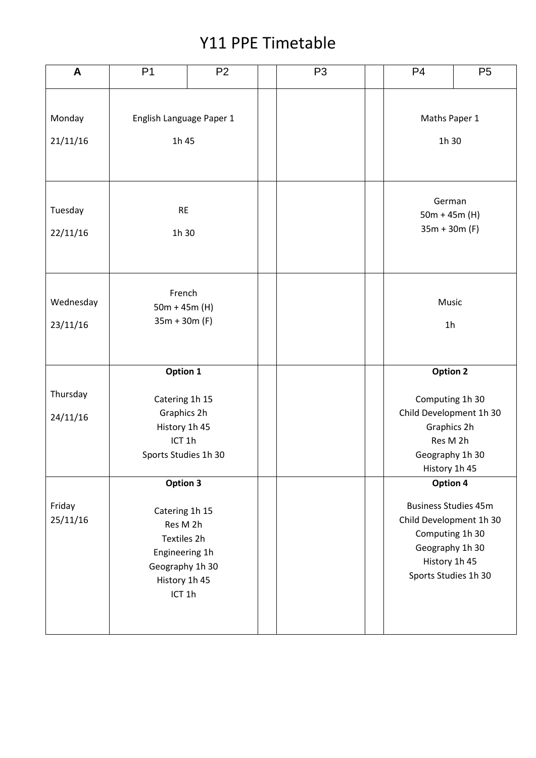# Y11 PPE Timetable

| A | P1 | P2 | | P3 | | P4 | P5 |
|---|---|---|---|---|---|---|---|
| Monday 21/11/16 | English Language Paper 1 1h 45 | | | | | Maths Paper 1 1h 30 | |
| Tuesday 22/11/16 | RE 1h 30 | | | | | German 50m + 45m (H) 35m + 30m (F) | |
| Wednesday 23/11/16 | French 50m + 45m (H) 35m + 30m (F) | | | | | Music 1h | |
| Thursday 24/11/16 | **Option 1**<br>Catering 1h 15<br>Graphics 2h<br>History 1h 45<br>ICT 1h<br>Sports Studies 1h 30 | | | | | **Option 2**<br>Computing 1h 30<br>Child Development 1h 30<br>Graphics 2h<br>Res M 2h<br>Geography 1h 30<br>History 1h 45 | |
| Friday 25/11/16 | **Option 3**<br>Catering 1h 15<br>Res M 2h<br>Textiles 2h<br>Engineering 1h<br>Geography 1h 30<br>History 1h 45<br>ICT 1h | | | | | **Option 4**<br>Business Studies 45m<br>Child Development 1h 30<br>Computing 1h 30<br>Geography 1h 30<br>History 1h 45<br>Sports Studies 1h 30 | |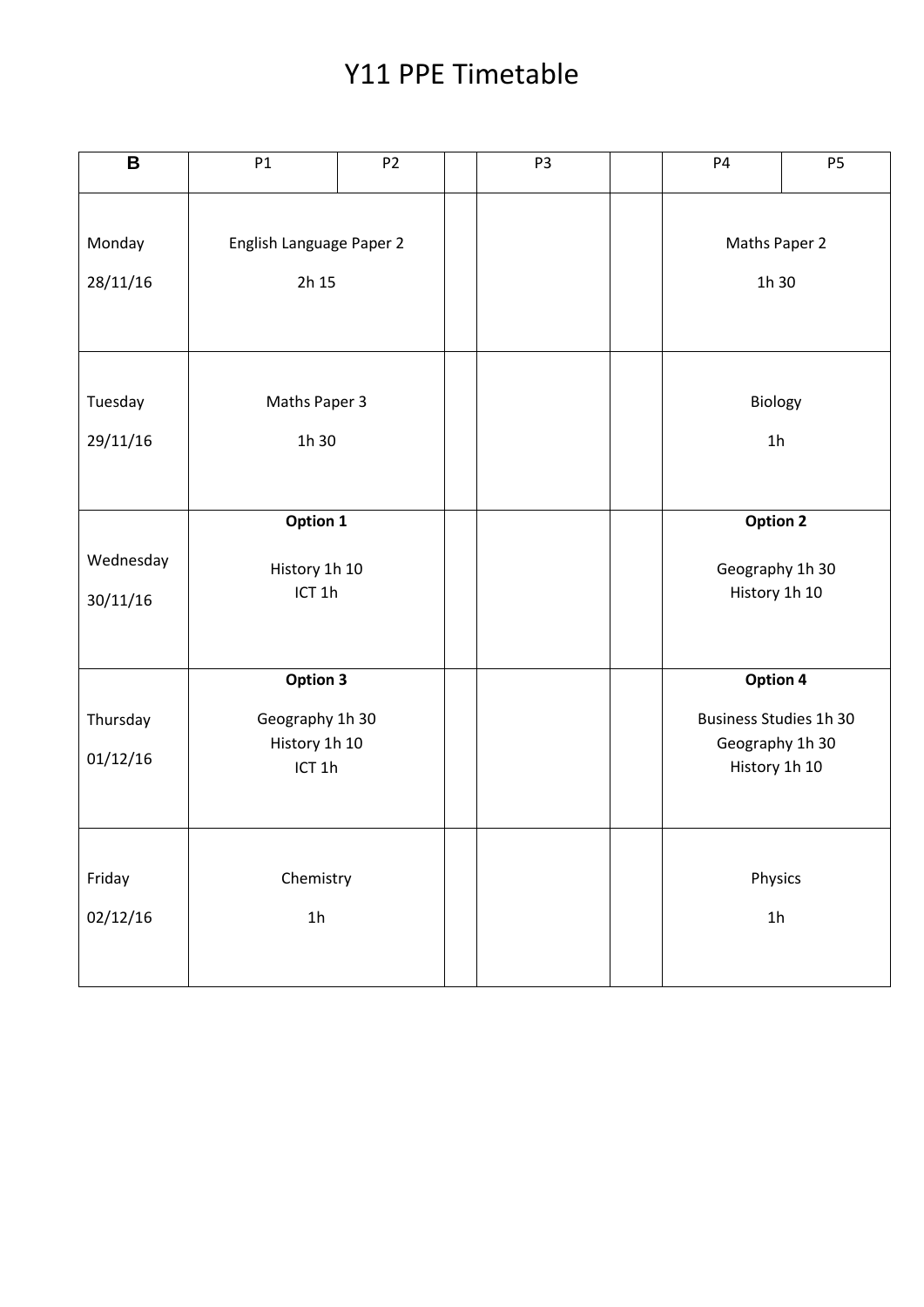# Y11 PPE Timetable

| B | P1 | P2 | | P3 | | P4 | P5 |
|---|---|---|---|---|---|---|---|
| Monday 28/11/16 | English Language Paper 2 2h 15 | | | | | Maths Paper 2 1h 30 | |
| Tuesday 29/11/16 | Maths Paper 3 1h 30 | | | | | Biology 1h | |
| Wednesday 30/11/16 | **Option 1** History 1h 10 ICT 1h | | | | | **Option 2** Geography 1h 30 History 1h 10 | |
| Thursday 01/12/16 | **Option 3** Geography 1h 30 History 1h 10 ICT 1h | | | | | **Option 4** Business Studies 1h 30 Geography 1h 30 History 1h 10 | |
| Friday 02/12/16 | Chemistry 1h | | | | | Physics 1h | |